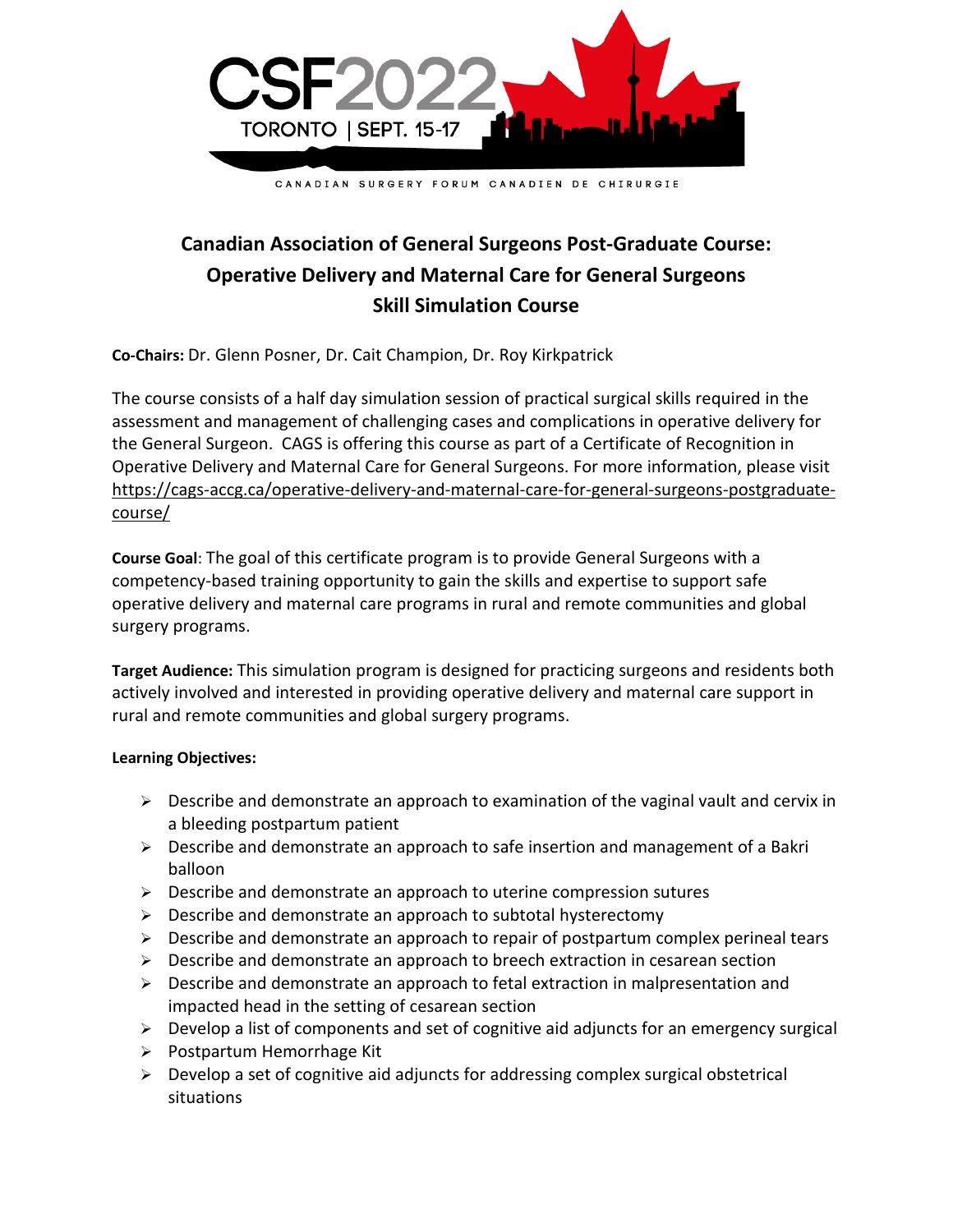CSF2022

TORONTO | SEPT. 15-17

CANADIAN SURGERY FORUM CANADIEN DE CHIRURGIE

# Canadian Association of General Surgeons Post-Graduate Course: Operative Delivery and Maternal Care for General Surgeons Skill Simulation Course

**Co-Chairs:** Dr. Glenn Posner, Dr. Cait Champion, Dr. Roy Kirkpatrick

The course consists of a half day simulation session of practical surgical skills required in the assessment and management of challenging cases and complications in operative delivery for the General Surgeon. CAGS is offering this course as part of a Certificate of Recognition in Operative Delivery and Maternal Care for General Surgeons. For more information, please visit https://cags-accg.ca/operative-delivery-and-maternal-care-for-general-surgeons-postgraduate-course/

**Course Goal**: The goal of this certificate program is to provide General Surgeons with a competency-based training opportunity to gain the skills and expertise to support safe operative delivery and maternal care programs in rural and remote communities and global surgery programs.

**Target Audience:** This simulation program is designed for practicing surgeons and residents both actively involved and interested in providing operative delivery and maternal care support in rural and remote communities and global surgery programs.

**Learning Objectives:**

- Describe and demonstrate an approach to examination of the vaginal vault and cervix in a bleeding postpartum patient
- Describe and demonstrate an approach to safe insertion and management of a Bakri balloon
- Describe and demonstrate an approach to uterine compression sutures
- Describe and demonstrate an approach to subtotal hysterectomy
- Describe and demonstrate an approach to repair of postpartum complex perineal tears
- Describe and demonstrate an approach to breech extraction in cesarean section
- Describe and demonstrate an approach to fetal extraction in malpresentation and impacted head in the setting of cesarean section
- Develop a list of components and set of cognitive aid adjuncts for an emergency surgical
- Postpartum Hemorrhage Kit
- Develop a set of cognitive aid adjuncts for addressing complex surgical obstetrical situations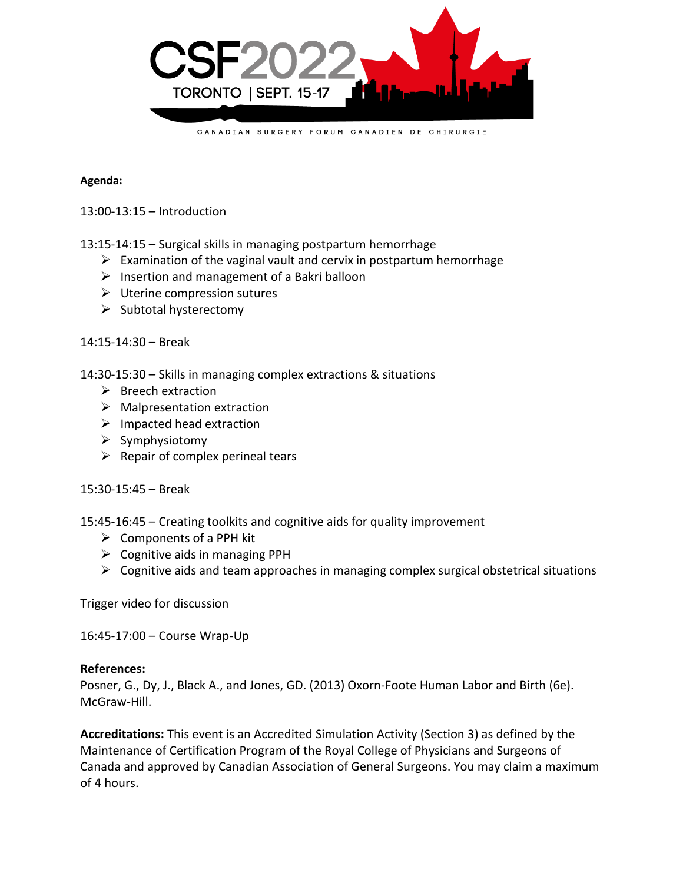**Agenda:**

13:00-13:15 – Introduction

13:15-14:15 – Surgical skills in managing postpartum hemorrhage

- Examination of the vaginal vault and cervix in postpartum hemorrhage
- Insertion and management of a Bakri balloon
- Uterine compression sutures
- Subtotal hysterectomy

14:15-14:30 – Break

14:30-15:30 – Skills in managing complex extractions & situations

- Breech extraction
- Malpresentation extraction
- Impacted head extraction
- Symphysiotomy
- Repair of complex perineal tears

15:30-15:45 – Break

15:45-16:45 – Creating toolkits and cognitive aids for quality improvement

- Components of a PPH kit
- Cognitive aids in managing PPH
- Cognitive aids and team approaches in managing complex surgical obstetrical situations

Trigger video for discussion

16:45-17:00 – Course Wrap-Up

**References:**
Posner, G., Dy, J., Black A., and Jones, GD. (2013) Oxorn-Foote Human Labor and Birth (6e). McGraw-Hill.

**Accreditations:** This event is an Accredited Simulation Activity (Section 3) as defined by the Maintenance of Certification Program of the Royal College of Physicians and Surgeons of Canada and approved by Canadian Association of General Surgeons. You may claim a maximum of 4 hours.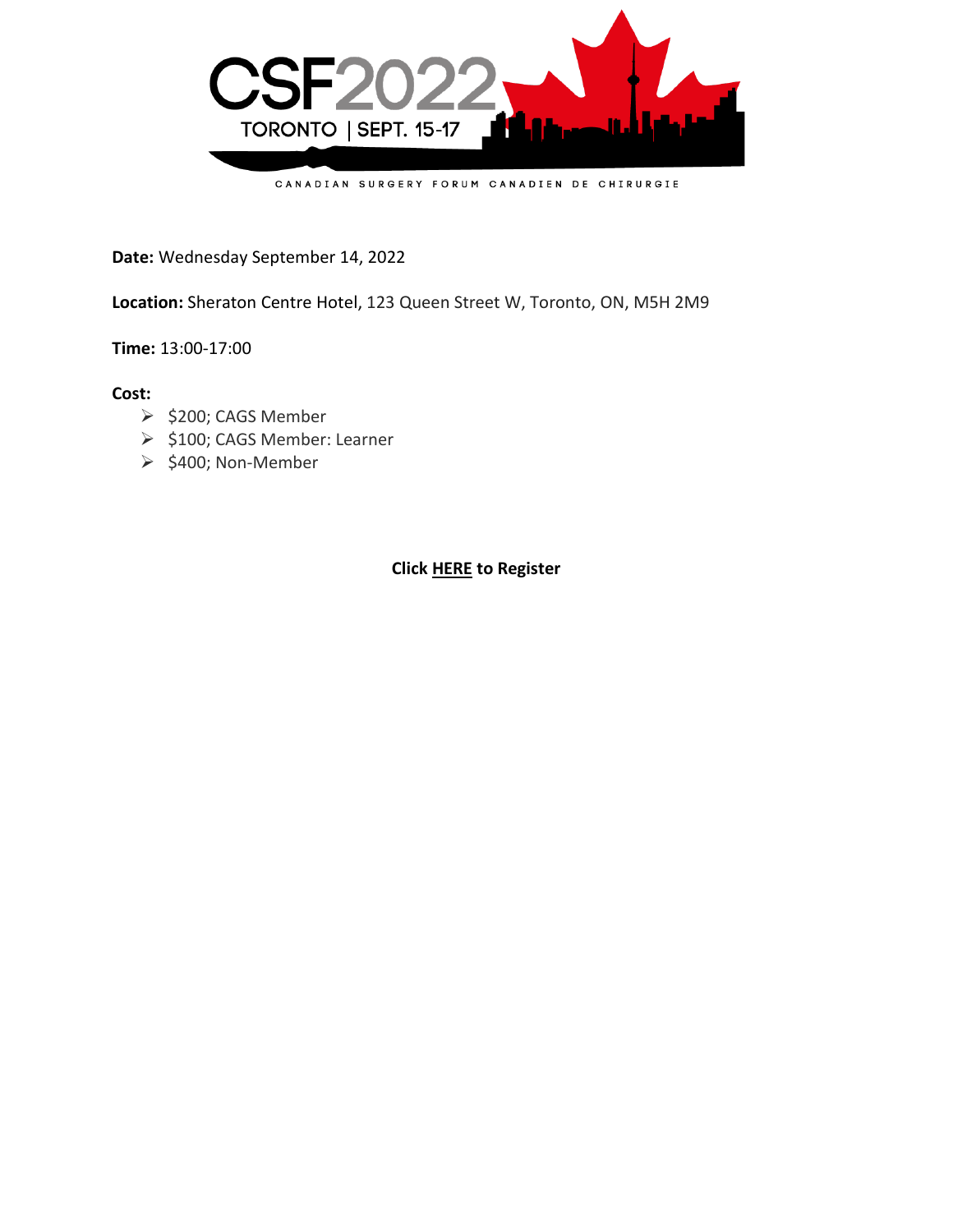CSF2022

TORONTO | SEPT. 15-17

CANADIAN SURGERY FORUM CANADIEN DE CHIRURGIE

**Date:** Wednesday September 14, 2022

**Location:** Sheraton Centre Hotel, 123 Queen Street W, Toronto, ON, M5H 2M9

**Time:** 13:00-17:00

**Cost:**

- $200; CAGS Member
- $100; CAGS Member: Learner
- $400; Non-Member

**Click HERE to Register**